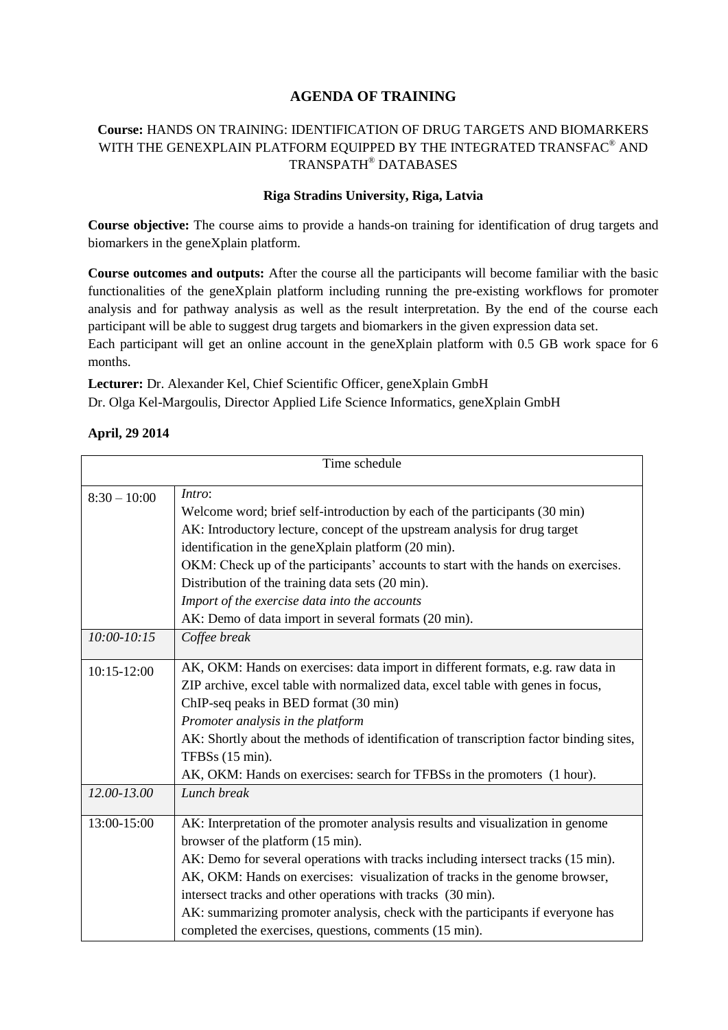# AGENDA OF TRAINING

**Course:** HANDS ON TRAINING: IDENTIFICATION OF DRUG TARGETS AND BIOMARKERS WITH THE GENEXPLAIN PLATFORM EQUIPPED BY THE INTEGRATED TRANSFAC® AND TRANSPATH® DATABASES

**Riga Stradins University, Riga, Latvia**

**Course objective:** The course aims to provide a hands-on training for identification of drug targets and biomarkers in the geneXplain platform.

**Course outcomes and outputs:** After the course all the participants will become familiar with the basic functionalities of the geneXplain platform including running the pre-existing workflows for promoter analysis and for pathway analysis as well as the result interpretation. By the end of the course each participant will be able to suggest drug targets and biomarkers in the given expression data set.
Each participant will get an online account in the geneXplain platform with 0.5 GB work space for 6 months.

**Lecturer:** Dr. Alexander Kel, Chief Scientific Officer, geneXplain GmbH
Dr. Olga Kel-Margoulis, Director Applied Life Science Informatics, geneXplain GmbH

**April, 29 2014**

| Time schedule | |
|---|---|
| 8:30 – 10:00 | *Intro*:<br>Welcome word; brief self-introduction by each of the participants (30 min)<br>AK: Introductory lecture, concept of the upstream analysis for drug target identification in the geneXplain platform (20 min).<br>OKM: Check up of the participants' accounts to start with the hands on exercises. Distribution of the training data sets (20 min).<br>*Import of the exercise data into the accounts*<br>AK: Demo of data import in several formats (20 min). |
| *10:00-10:15* | *Coffee break* |
| 10:15-12:00 | AK, OKM: Hands on exercises: data import in different formats, e.g. raw data in ZIP archive, excel table with normalized data, excel table with genes in focus, ChIP-seq peaks in BED format (30 min)<br>*Promoter analysis in the platform*<br>AK: Shortly about the methods of identification of transcription factor binding sites, TFBSs (15 min).<br>AK, OKM: Hands on exercises: search for TFBSs in the promoters (1 hour). |
| *12.00-13.00* | *Lunch break* |
| 13:00-15:00 | AK: Interpretation of the promoter analysis results and visualization in genome browser of the platform (15 min).<br>AK: Demo for several operations with tracks including intersect tracks (15 min).<br>AK, OKM: Hands on exercises: visualization of tracks in the genome browser, intersect tracks and other operations with tracks (30 min).<br>AK: summarizing promoter analysis, check with the participants if everyone has completed the exercises, questions, comments (15 min). |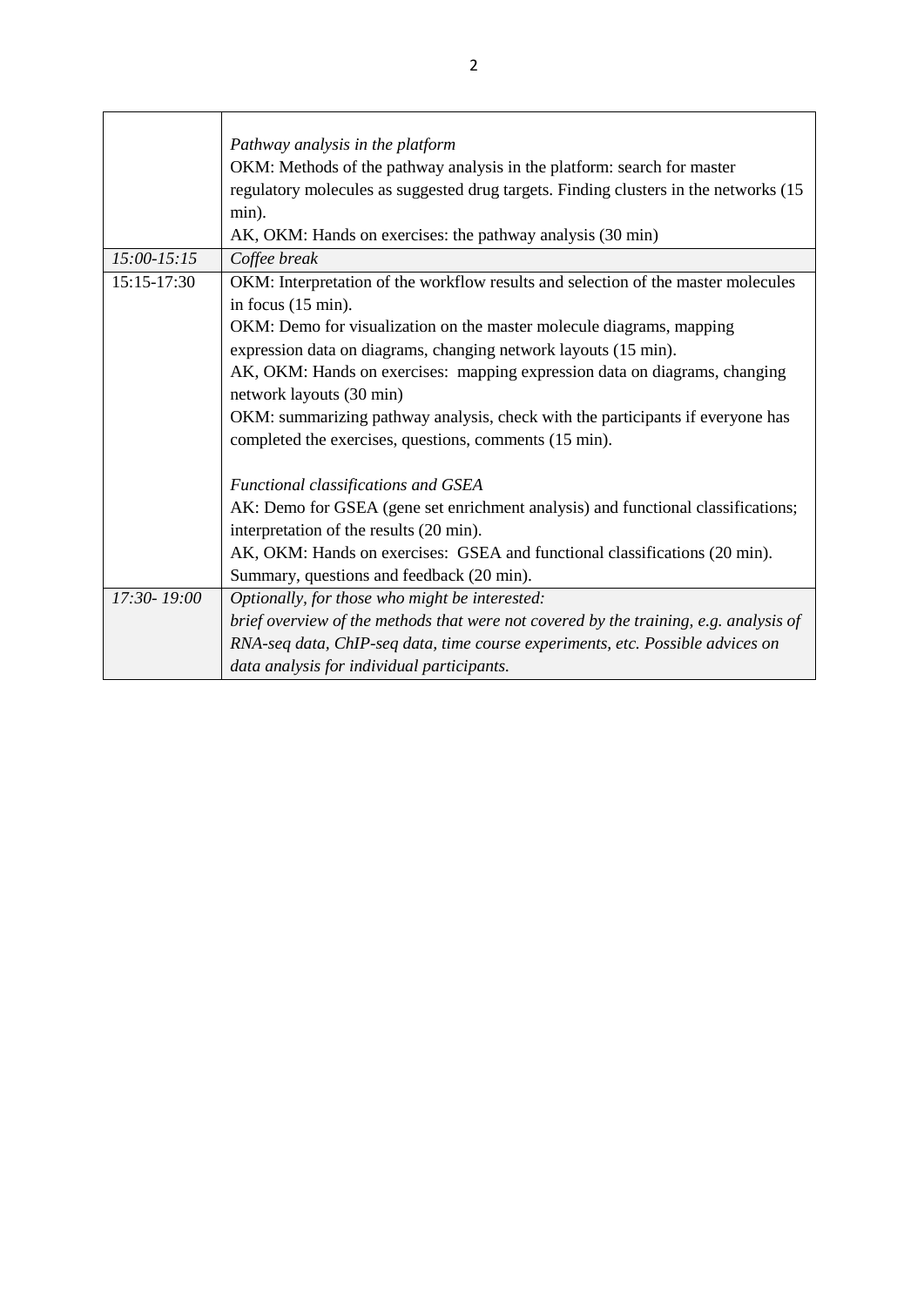| | |
|---|---|
| | *Pathway analysis in the platform*<br>OKM: Methods of the pathway analysis in the platform: search for master regulatory molecules as suggested drug targets. Finding clusters in the networks (15 min).<br>AK, OKM: Hands on exercises: the pathway analysis (30 min) |
| *15:00-15:15* | *Coffee break* |
| 15:15-17:30 | OKM: Interpretation of the workflow results and selection of the master molecules in focus (15 min).<br>OKM: Demo for visualization on the master molecule diagrams, mapping expression data on diagrams, changing network layouts (15 min).<br>AK, OKM: Hands on exercises: mapping expression data on diagrams, changing network layouts (30 min)<br>OKM: summarizing pathway analysis, check with the participants if everyone has completed the exercises, questions, comments (15 min).<br><br>*Functional classifications and GSEA*<br>AK: Demo for GSEA (gene set enrichment analysis) and functional classifications; interpretation of the results (20 min).<br>AK, OKM: Hands on exercises: GSEA and functional classifications (20 min).<br>Summary, questions and feedback (20 min). |
| *17:30- 19:00* | *Optionally, for those who might be interested:*<br>*brief overview of the methods that were not covered by the training, e.g. analysis of RNA-seq data, ChIP-seq data, time course experiments, etc. Possible advices on data analysis for individual participants.* |